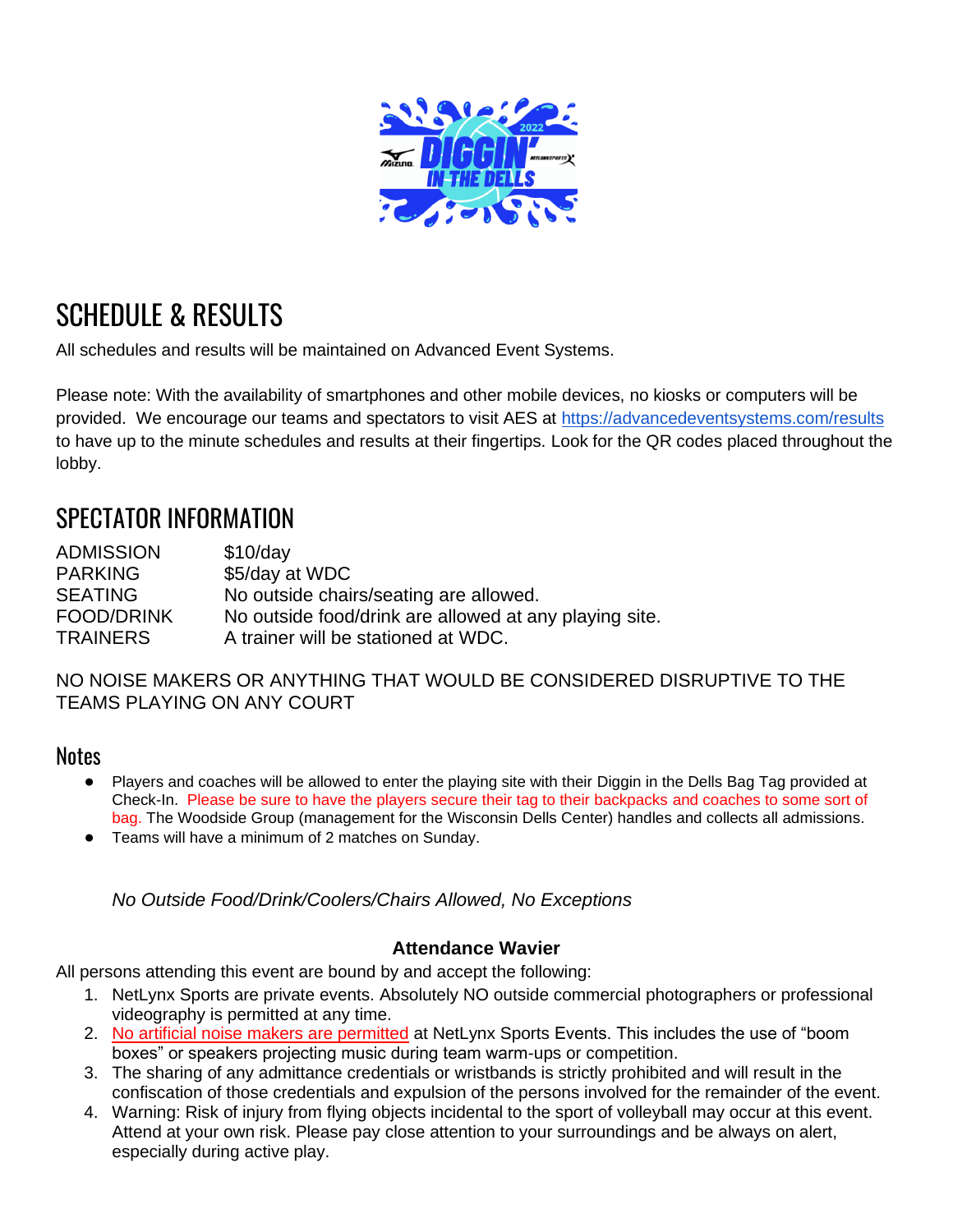# SCHEDULE & RESULTS

All schedules and results will be maintained on Advanced Event Systems.

Please note: With the availability of smartphones and other mobile devices, no kiosks or computers will be provided. We encourage our teams and spectators to visit AES at https://advancedeventsystems.com/results to have up to the minute schedules and results at their fingertips. Look for the QR codes placed throughout the lobby.

# SPECTATOR INFORMATION

| | |
|---|---|
| ADMISSION | $10/day |
| PARKING | $5/day at WDC |
| SEATING | No outside chairs/seating are allowed. |
| FOOD/DRINK | No outside food/drink are allowed at any playing site. |
| TRAINERS | A trainer will be stationed at WDC. |

NO NOISE MAKERS OR ANYTHING THAT WOULD BE CONSIDERED DISRUPTIVE TO THE TEAMS PLAYING ON ANY COURT

## Notes

- Players and coaches will be allowed to enter the playing site with their Diggin in the Dells Bag Tag provided at Check-In. Please be sure to have the players secure their tag to their backpacks and coaches to some sort of bag. The Woodside Group (management for the Wisconsin Dells Center) handles and collects all admissions.
- Teams will have a minimum of 2 matches on Sunday.

*No Outside Food/Drink/Coolers/Chairs Allowed, No Exceptions*

**Attendance Wavier**

All persons attending this event are bound by and accept the following:

1. NetLynx Sports are private events. Absolutely NO outside commercial photographers or professional videography is permitted at any time.
2. No artificial noise makers are permitted at NetLynx Sports Events. This includes the use of "boom boxes" or speakers projecting music during team warm-ups or competition.
3. The sharing of any admittance credentials or wristbands is strictly prohibited and will result in the confiscation of those credentials and expulsion of the persons involved for the remainder of the event.
4. Warning: Risk of injury from flying objects incidental to the sport of volleyball may occur at this event. Attend at your own risk. Please pay close attention to your surroundings and be always on alert, especially during active play.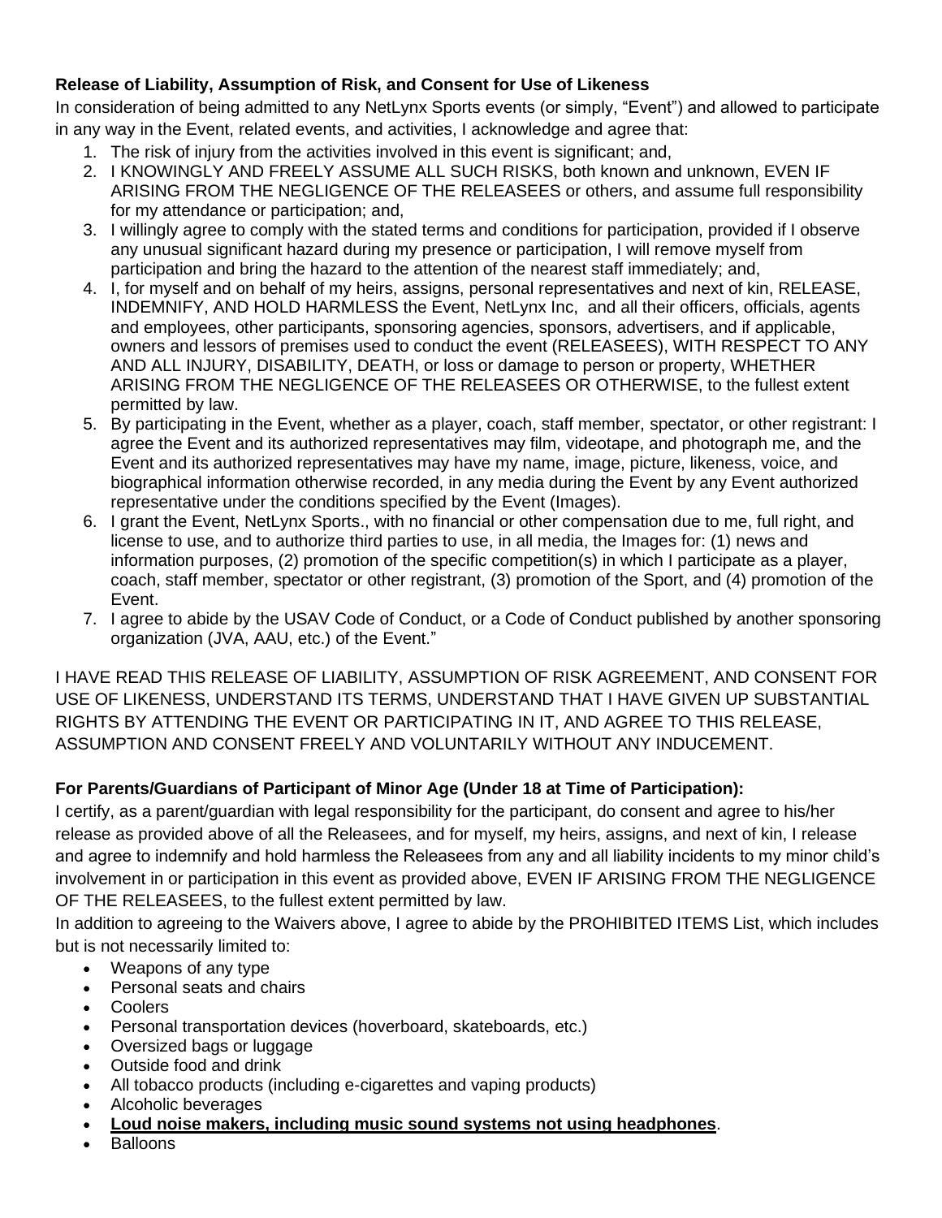**Release of Liability, Assumption of Risk, and Consent for Use of Likeness**

In consideration of being admitted to any NetLynx Sports events (or simply, "Event") and allowed to participate in any way in the Event, related events, and activities, I acknowledge and agree that:

1. The risk of injury from the activities involved in this event is significant; and,
2. I KNOWINGLY AND FREELY ASSUME ALL SUCH RISKS, both known and unknown, EVEN IF ARISING FROM THE NEGLIGENCE OF THE RELEASEES or others, and assume full responsibility for my attendance or participation; and,
3. I willingly agree to comply with the stated terms and conditions for participation, provided if I observe any unusual significant hazard during my presence or participation, I will remove myself from participation and bring the hazard to the attention of the nearest staff immediately; and,
4. I, for myself and on behalf of my heirs, assigns, personal representatives and next of kin, RELEASE, INDEMNIFY, AND HOLD HARMLESS the Event, NetLynx Inc, and all their officers, officials, agents and employees, other participants, sponsoring agencies, sponsors, advertisers, and if applicable, owners and lessors of premises used to conduct the event (RELEASEES), WITH RESPECT TO ANY AND ALL INJURY, DISABILITY, DEATH, or loss or damage to person or property, WHETHER ARISING FROM THE NEGLIGENCE OF THE RELEASEES OR OTHERWISE, to the fullest extent permitted by law.
5. By participating in the Event, whether as a player, coach, staff member, spectator, or other registrant: I agree the Event and its authorized representatives may film, videotape, and photograph me, and the Event and its authorized representatives may have my name, image, picture, likeness, voice, and biographical information otherwise recorded, in any media during the Event by any Event authorized representative under the conditions specified by the Event (Images).
6. I grant the Event, NetLynx Sports., with no financial or other compensation due to me, full right, and license to use, and to authorize third parties to use, in all media, the Images for: (1) news and information purposes, (2) promotion of the specific competition(s) in which I participate as a player, coach, staff member, spectator or other registrant, (3) promotion of the Sport, and (4) promotion of the Event.
7. I agree to abide by the USAV Code of Conduct, or a Code of Conduct published by another sponsoring organization (JVA, AAU, etc.) of the Event."

I HAVE READ THIS RELEASE OF LIABILITY, ASSUMPTION OF RISK AGREEMENT, AND CONSENT FOR USE OF LIKENESS, UNDERSTAND ITS TERMS, UNDERSTAND THAT I HAVE GIVEN UP SUBSTANTIAL RIGHTS BY ATTENDING THE EVENT OR PARTICIPATING IN IT, AND AGREE TO THIS RELEASE, ASSUMPTION AND CONSENT FREELY AND VOLUNTARILY WITHOUT ANY INDUCEMENT.

**For Parents/Guardians of Participant of Minor Age (Under 18 at Time of Participation):**

I certify, as a parent/guardian with legal responsibility for the participant, do consent and agree to his/her release as provided above of all the Releasees, and for myself, my heirs, assigns, and next of kin, I release and agree to indemnify and hold harmless the Releasees from any and all liability incidents to my minor child's involvement in or participation in this event as provided above, EVEN IF ARISING FROM THE NEGLIGENCE OF THE RELEASEES, to the fullest extent permitted by law.

In addition to agreeing to the Waivers above, I agree to abide by the PROHIBITED ITEMS List, which includes but is not necessarily limited to:

- Weapons of any type
- Personal seats and chairs
- Coolers
- Personal transportation devices (hoverboard, skateboards, etc.)
- Oversized bags or luggage
- Outside food and drink
- All tobacco products (including e-cigarettes and vaping products)
- Alcoholic beverages
- **Loud noise makers, including music sound systems not using headphones**.
- Balloons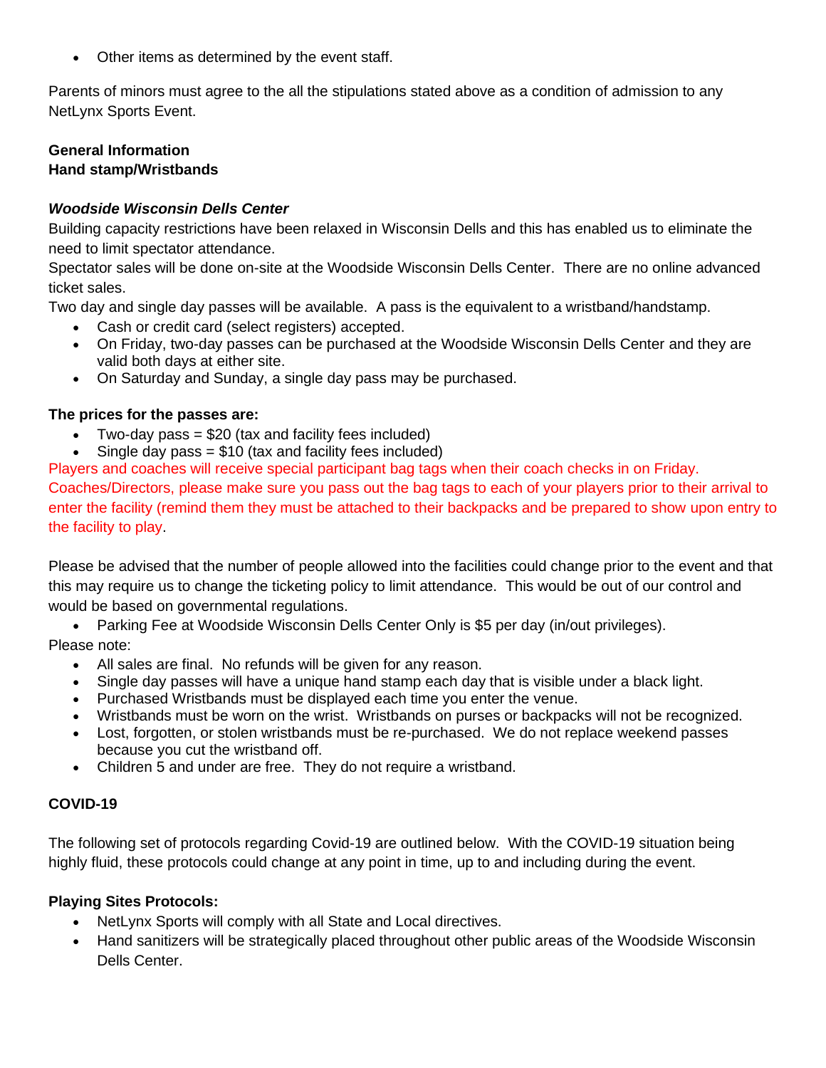- Other items as determined by the event staff.

Parents of minors must agree to the all the stipulations stated above as a condition of admission to any NetLynx Sports Event.

**General Information**
**Hand stamp/Wristbands**

***Woodside Wisconsin Dells Center***

Building capacity restrictions have been relaxed in Wisconsin Dells and this has enabled us to eliminate the need to limit spectator attendance.

Spectator sales will be done on-site at the Woodside Wisconsin Dells Center. There are no online advanced ticket sales.

Two day and single day passes will be available. A pass is the equivalent to a wristband/handstamp.

- Cash or credit card (select registers) accepted.
- On Friday, two-day passes can be purchased at the Woodside Wisconsin Dells Center and they are valid both days at either site.
- On Saturday and Sunday, a single day pass may be purchased.

**The prices for the passes are:**

- Two-day pass = $20 (tax and facility fees included)
- Single day pass = $10 (tax and facility fees included)

Players and coaches will receive special participant bag tags when their coach checks in on Friday. Coaches/Directors, please make sure you pass out the bag tags to each of your players prior to their arrival to enter the facility (remind them they must be attached to their backpacks and be prepared to show upon entry to the facility to play.

Please be advised that the number of people allowed into the facilities could change prior to the event and that this may require us to change the ticketing policy to limit attendance. This would be out of our control and would be based on governmental regulations.

- Parking Fee at Woodside Wisconsin Dells Center Only is $5 per day (in/out privileges).

Please note:

- All sales are final. No refunds will be given for any reason.
- Single day passes will have a unique hand stamp each day that is visible under a black light.
- Purchased Wristbands must be displayed each time you enter the venue.
- Wristbands must be worn on the wrist. Wristbands on purses or backpacks will not be recognized.
- Lost, forgotten, or stolen wristbands must be re-purchased. We do not replace weekend passes because you cut the wristband off.
- Children 5 and under are free. They do not require a wristband.

**COVID-19**

The following set of protocols regarding Covid-19 are outlined below. With the COVID-19 situation being highly fluid, these protocols could change at any point in time, up to and including during the event.

**Playing Sites Protocols:**

- NetLynx Sports will comply with all State and Local directives.
- Hand sanitizers will be strategically placed throughout other public areas of the Woodside Wisconsin Dells Center.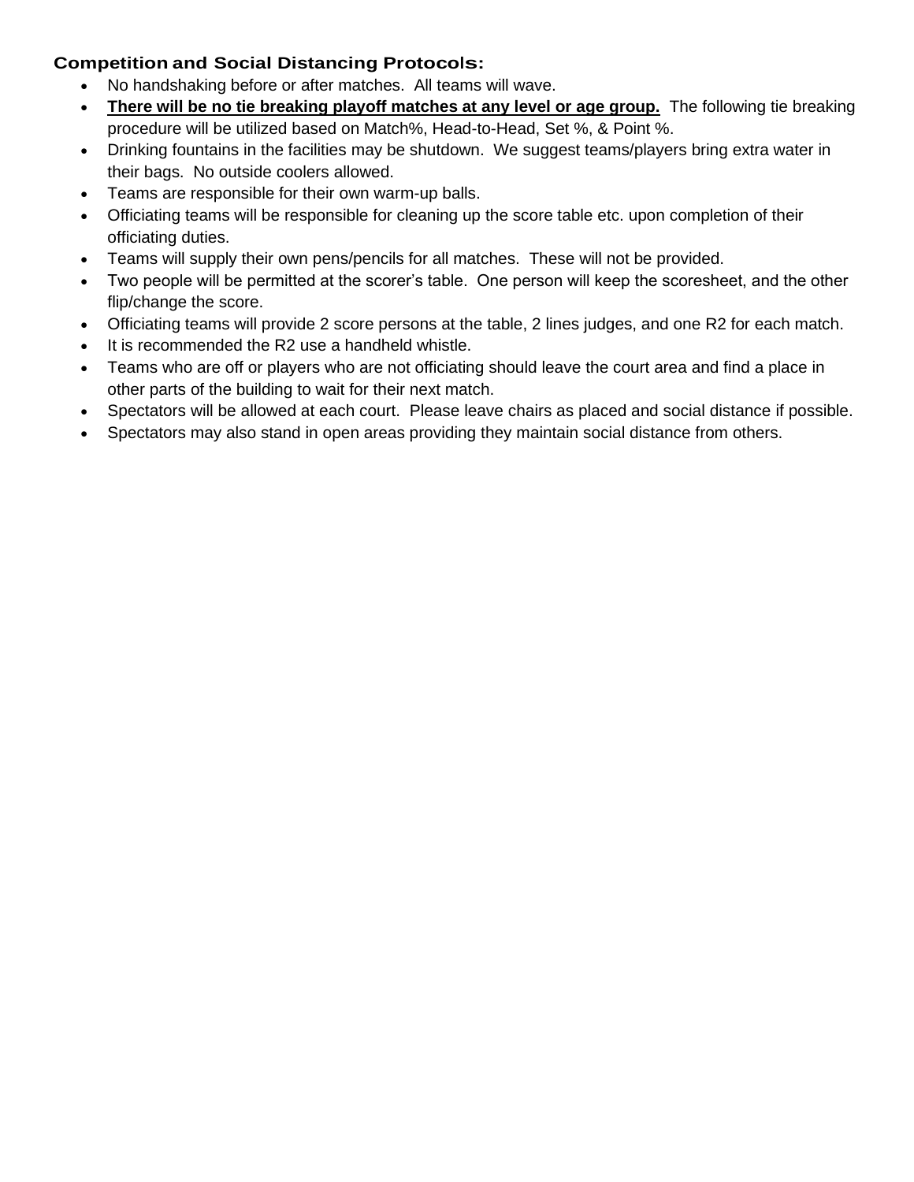**Competition and Social Distancing Protocols:**

- No handshaking before or after matches. All teams will wave.
- **<u>There will be no tie breaking playoff matches at any level or age group.</u>** The following tie breaking procedure will be utilized based on Match%, Head-to-Head, Set %, & Point %.
- Drinking fountains in the facilities may be shutdown. We suggest teams/players bring extra water in their bags. No outside coolers allowed.
- Teams are responsible for their own warm-up balls.
- Officiating teams will be responsible for cleaning up the score table etc. upon completion of their officiating duties.
- Teams will supply their own pens/pencils for all matches. These will not be provided.
- Two people will be permitted at the scorer's table. One person will keep the scoresheet, and the other flip/change the score.
- Officiating teams will provide 2 score persons at the table, 2 lines judges, and one R2 for each match.
- It is recommended the R2 use a handheld whistle.
- Teams who are off or players who are not officiating should leave the court area and find a place in other parts of the building to wait for their next match.
- Spectators will be allowed at each court. Please leave chairs as placed and social distance if possible.
- Spectators may also stand in open areas providing they maintain social distance from others.